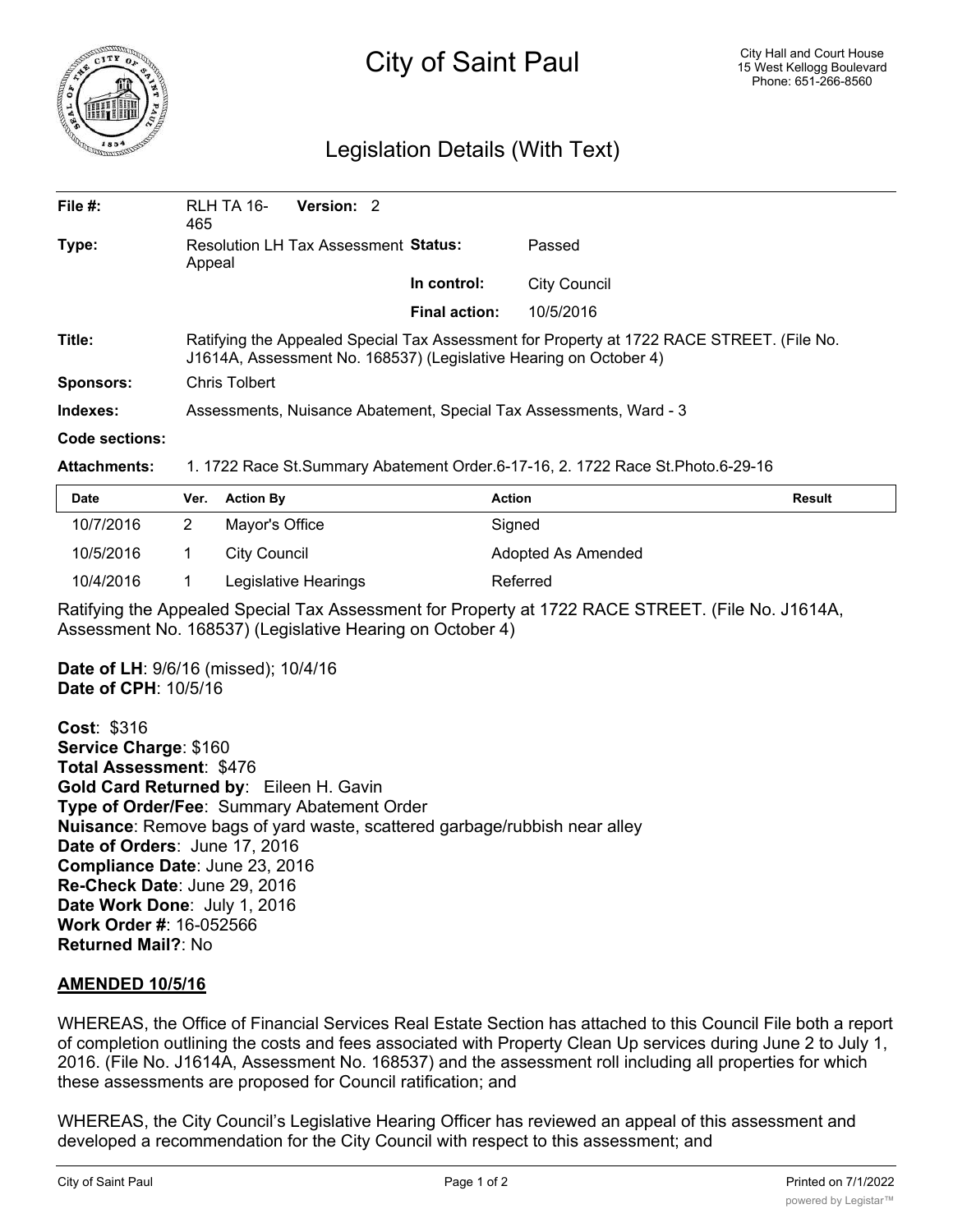# City of Saint Paul

City Hall and Court House
15 West Kellogg Boulevard
Phone: 651-266-8560

## Legislation Details (With Text)

| | | | |
|---|---|---|---|
| **File #:** | RLH TA 16-465 **Version:** 2 | | |
| **Type:** | Resolution LH Tax Assessment Appeal | **Status:** | Passed |
| | | **In control:** | City Council |
| | | **Final action:** | 10/5/2016 |
| **Title:** | Ratifying the Appealed Special Tax Assessment for Property at 1722 RACE STREET. (File No. J1614A, Assessment No. 168537) (Legislative Hearing on October 4) | | |
| **Sponsors:** | Chris Tolbert | | |
| **Indexes:** | Assessments, Nuisance Abatement, Special Tax Assessments, Ward - 3 | | |
| **Code sections:** | | | |
| **Attachments:** | 1. 1722 Race St.Summary Abatement Order.6-17-16, 2. 1722 Race St.Photo.6-29-16 | | |

| Date | Ver. | Action By | Action | Result |
|---|---|---|---|---|
| 10/7/2016 | 2 | Mayor's Office | Signed | |
| 10/5/2016 | 1 | City Council | Adopted As Amended | |
| 10/4/2016 | 1 | Legislative Hearings | Referred | |

Ratifying the Appealed Special Tax Assessment for Property at 1722 RACE STREET. (File No. J1614A, Assessment No. 168537) (Legislative Hearing on October 4)

**Date of LH**: 9/6/16 (missed); 10/4/16
**Date of CPH**: 10/5/16

**Cost**: $316
**Service Charge**: $160
**Total Assessment**: $476
**Gold Card Returned by**: Eileen H. Gavin
**Type of Order/Fee**: Summary Abatement Order
**Nuisance**: Remove bags of yard waste, scattered garbage/rubbish near alley
**Date of Orders**: June 17, 2016
**Compliance Date**: June 23, 2016
**Re-Check Date**: June 29, 2016
**Date Work Done**: July 1, 2016
**Work Order #**: 16-052566
**Returned Mail?**: No

**AMENDED 10/5/16**

WHEREAS, the Office of Financial Services Real Estate Section has attached to this Council File both a report of completion outlining the costs and fees associated with Property Clean Up services during June 2 to July 1, 2016. (File No. J1614A, Assessment No. 168537) and the assessment roll including all properties for which these assessments are proposed for Council ratification; and

WHEREAS, the City Council's Legislative Hearing Officer has reviewed an appeal of this assessment and developed a recommendation for the City Council with respect to this assessment; and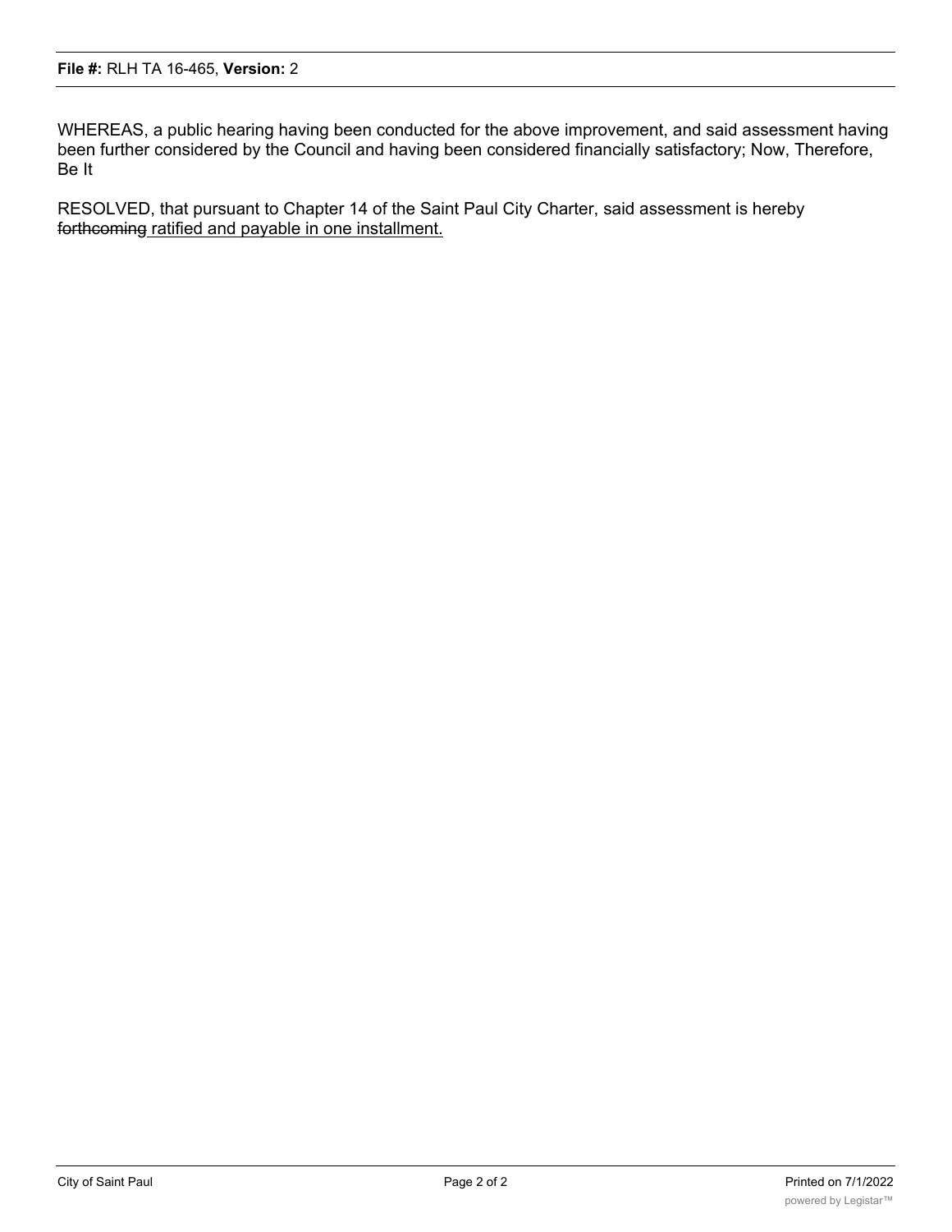WHEREAS, a public hearing having been conducted for the above improvement, and said assessment having been further considered by the Council and having been considered financially satisfactory; Now, Therefore, Be It

RESOLVED, that pursuant to Chapter 14 of the Saint Paul City Charter, said assessment is hereby ~~forthcoming~~ <u>ratified and payable in one installment.</u>